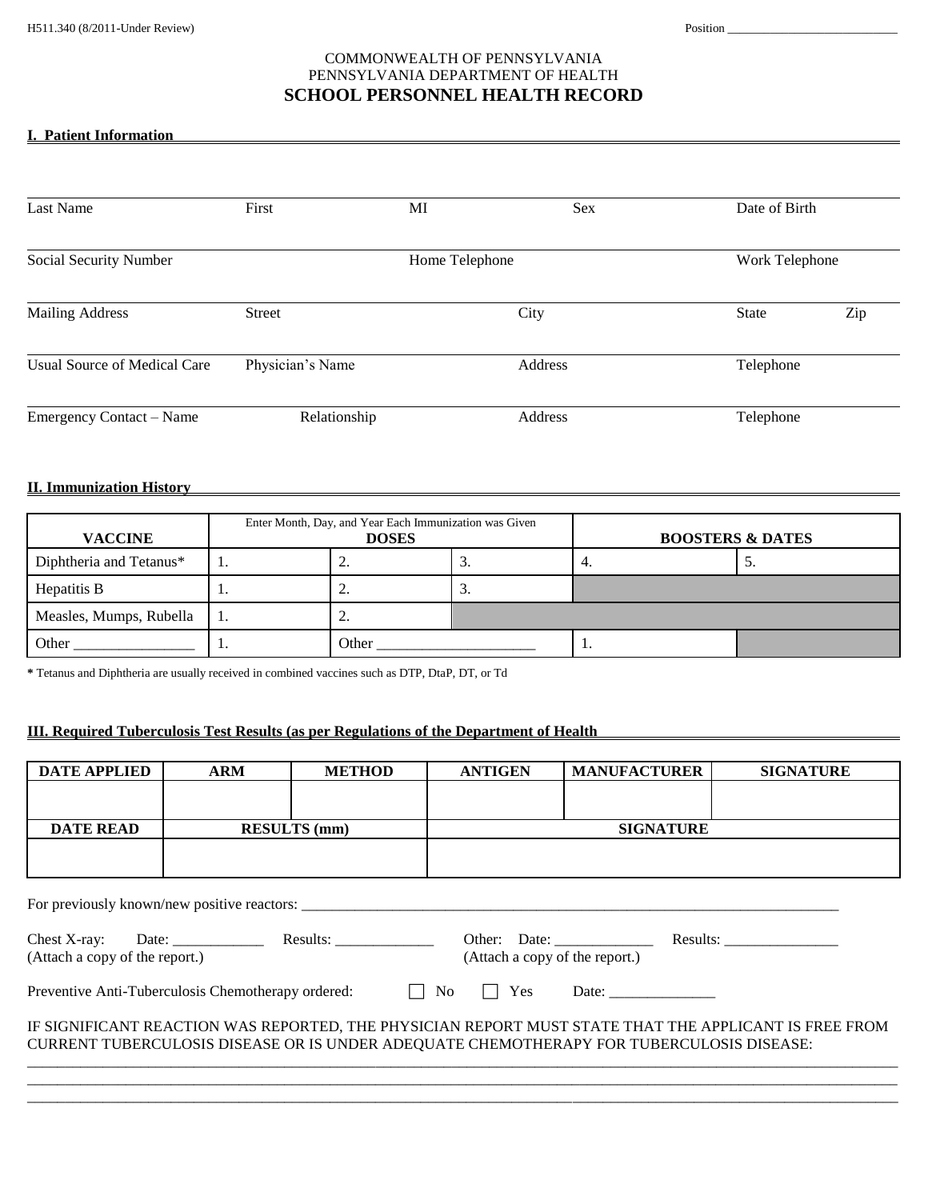H511.340 (8/2011-Under Review) Position ___________________________

COMMONWEALTH OF PENNSYLVANIA
PENNSYLVANIA DEPARTMENT OF HEALTH

# SCHOOL PERSONNEL HEALTH RECORD

## I. Patient Information

Last Name | First | MI | Sex | Date of Birth

Social Security Number | Home Telephone | Work Telephone

Mailing Address | Street | City | State | Zip

Usual Source of Medical Care | Physician's Name | Address | Telephone

Emergency Contact – Name | Relationship | Address | Telephone

## II. Immunization History

| VACCINE | Enter Month, Day, and Year Each Immunization was Given DOSES | | | BOOSTERS & DATES | |
|---|---|---|---|---|---|
| Diphtheria and Tetanus* | 1. | 2. | 3. | 4. | 5. |
| Hepatitis B | 1. | 2. | 3. | | |
| Measles, Mumps, Rubella | 1. | 2. | | | |
| Other ________________ | 1. | Other _____________________ | | 1. | |

**\*** Tetanus and Diphtheria are usually received in combined vaccines such as DTP, DtaP, DT, or Td

## III. Required Tuberculosis Test Results (as per Regulations of the Department of Health

| DATE APPLIED | ARM | METHOD | ANTIGEN | MANUFACTURER | SIGNATURE |
|---|---|---|---|---|---|
| | | | | | |

| DATE READ | RESULTS (mm) | SIGNATURE |
|---|---|---|
| | | |

For previously known/new positive reactors: ___________________________________________________________________________

Chest X-ray: Date: ____________ Results: _____________ Other: Date: _____________ Results: _______________
(Attach a copy of the report.) (Attach a copy of the report.)

Preventive Anti-Tuberculosis Chemotherapy ordered: ☐ No ☐ Yes Date: ______________

IF SIGNIFICANT REACTION WAS REPORTED, THE PHYSICIAN REPORT MUST STATE THAT THE APPLICANT IS FREE FROM CURRENT TUBERCULOSIS DISEASE OR IS UNDER ADEQUATE CHEMOTHERAPY FOR TUBERCULOSIS DISEASE:

________________________________________________________________________________________________________________________

________________________________________________________________________________________________________________________

________________________________________________________________________________________________________________________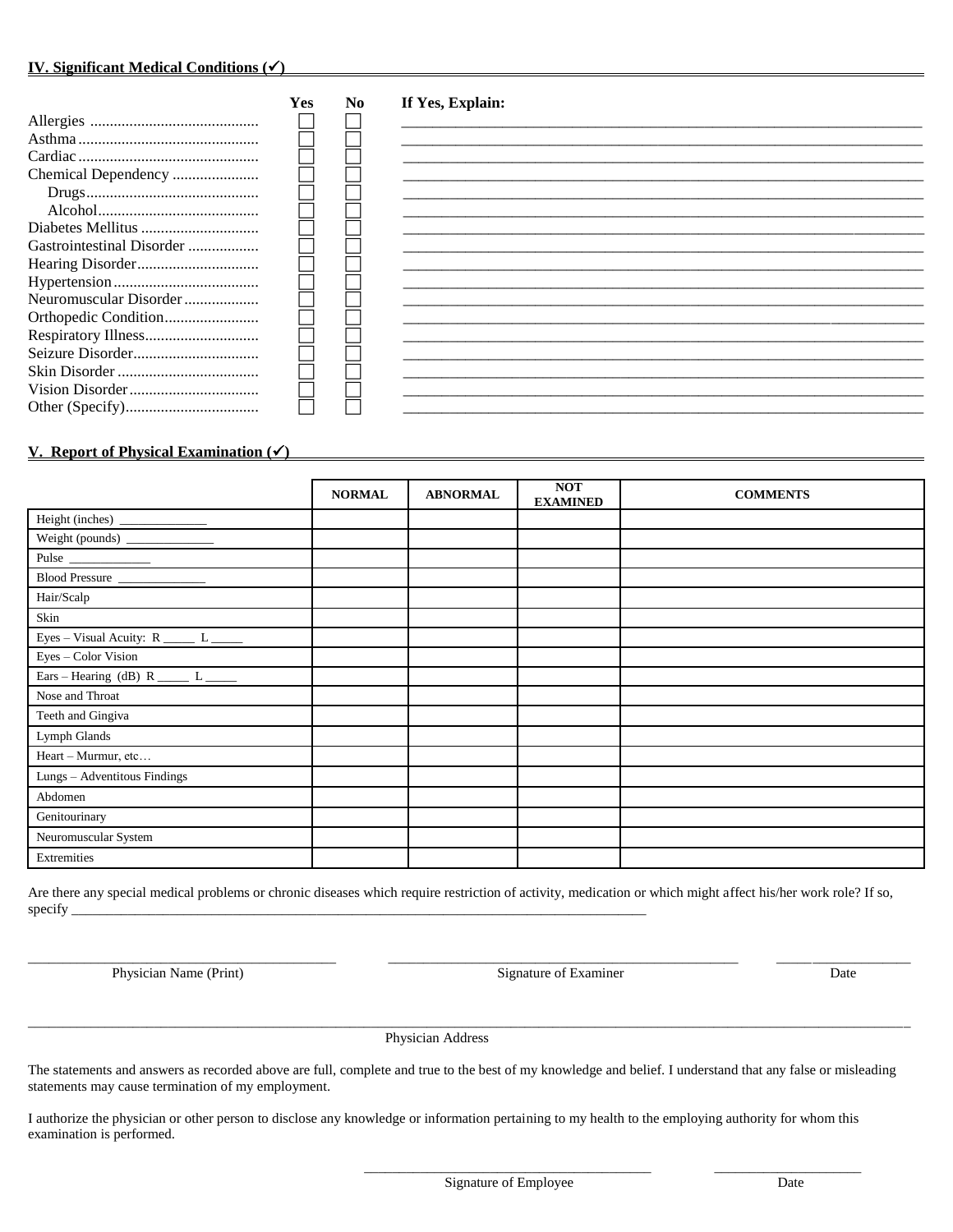## IV. Significant Medical Conditions (✓)

| | Yes | No | If Yes, Explain: |
|---|---|---|---|
| Allergies | ☐ | ☐ | ___________ |
| Asthma | ☐ | ☐ | ___________ |
| Cardiac | ☐ | ☐ | ___________ |
| Chemical Dependency | ☐ | ☐ | ___________ |
| Drugs | ☐ | ☐ | ___________ |
| Alcohol | ☐ | ☐ | ___________ |
| Diabetes Mellitus | ☐ | ☐ | ___________ |
| Gastrointestinal Disorder | ☐ | ☐ | ___________ |
| Hearing Disorder | ☐ | ☐ | ___________ |
| Hypertension | ☐ | ☐ | ___________ |
| Neuromuscular Disorder | ☐ | ☐ | ___________ |
| Orthopedic Condition | ☐ | ☐ | ___________ |
| Respiratory Illness | ☐ | ☐ | ___________ |
| Seizure Disorder | ☐ | ☐ | ___________ |
| Skin Disorder | ☐ | ☐ | ___________ |
| Vision Disorder | ☐ | ☐ | ___________ |
| Other (Specify) | ☐ | ☐ | ___________ |

## V. Report of Physical Examination (✓)

| | NORMAL | ABNORMAL | NOT EXAMINED | COMMENTS |
|---|---|---|---|---|
| Height (inches) ___________ | | | | |
| Weight (pounds) ___________ | | | | |
| Pulse ___________ | | | | |
| Blood Pressure ___________ | | | | |
| Hair/Scalp | | | | |
| Skin | | | | |
| Eyes – Visual Acuity: R _____ L _____ | | | | |
| Eyes – Color Vision | | | | |
| Ears – Hearing (dB) R _____ L _____ | | | | |
| Nose and Throat | | | | |
| Teeth and Gingiva | | | | |
| Lymph Glands | | | | |
| Heart – Murmur, etc… | | | | |
| Lungs – Adventitous Findings | | | | |
| Abdomen | | | | |
| Genitourinary | | | | |
| Neuromuscular System | | | | |
| Extremities | | | | |

Are there any special medical problems or chronic diseases which require restriction of activity, medication or which might affect his/her work role? If so, specify ___________________________________________

_______________________ Physician Name (Print)

_______________________ Signature of Examiner

_______________________ Date

_______________________________________________ Physician Address

The statements and answers as recorded above are full, complete and true to the best of my knowledge and belief. I understand that any false or misleading statements may cause termination of my employment.

I authorize the physician or other person to disclose any knowledge or information pertaining to my health to the employing authority for whom this examination is performed.

_______________________ Signature of Employee

_______________________ Date